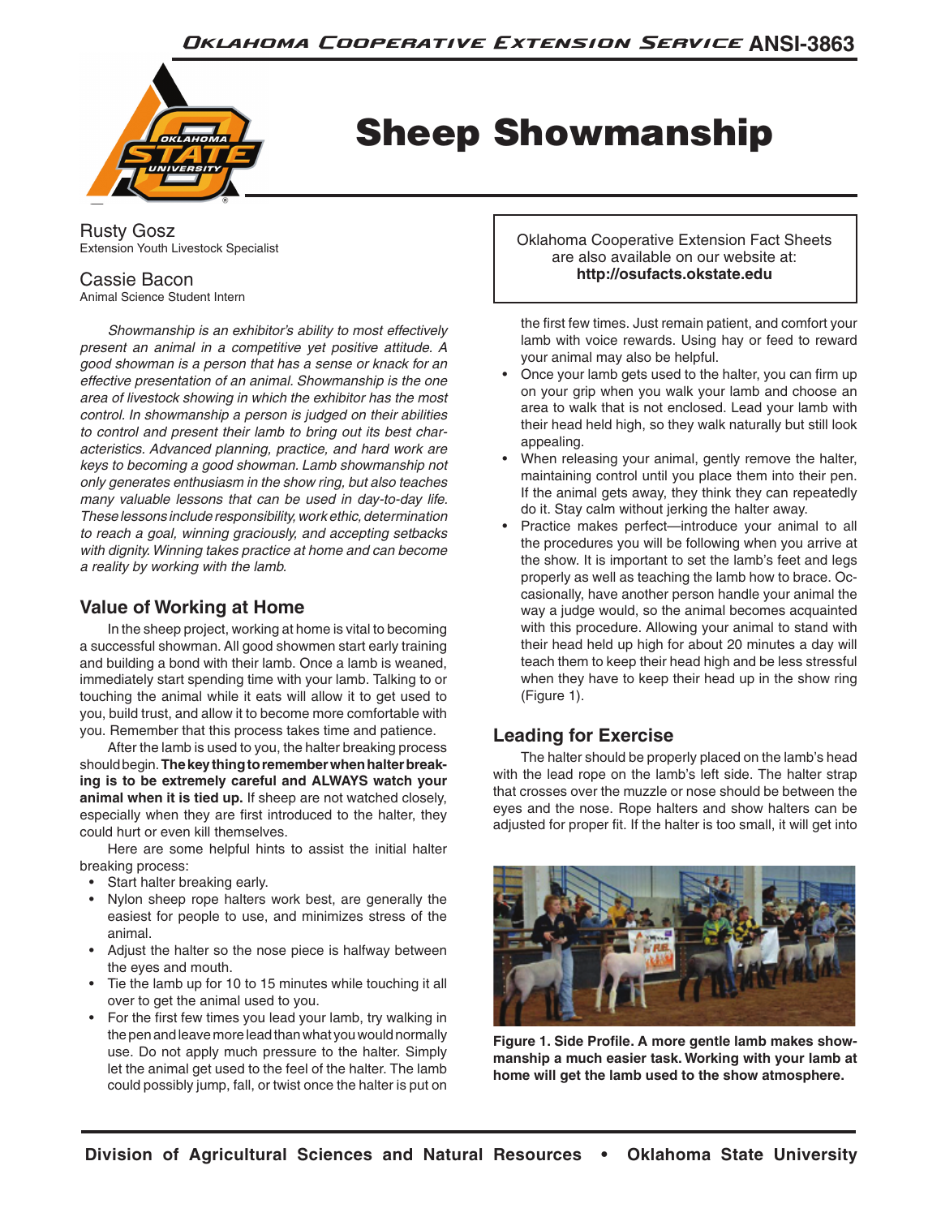# Sheep Showmanship

Rusty Gosz
Extension Youth Livestock Specialist

Cassie Bacon
Animal Science Student Intern

Oklahoma Cooperative Extension Fact Sheets are also available on our website at: **http://osufacts.okstate.edu**

*Showmanship is an exhibitor's ability to most effectively present an animal in a competitive yet positive attitude. A good showman is a person that has a sense or knack for an effective presentation of an animal. Showmanship is the one area of livestock showing in which the exhibitor has the most control. In showmanship a person is judged on their abilities to control and present their lamb to bring out its best characteristics. Advanced planning, practice, and hard work are keys to becoming a good showman. Lamb showmanship not only generates enthusiasm in the show ring, but also teaches many valuable lessons that can be used in day-to-day life. These lessons include responsibility, work ethic, determination to reach a goal, winning graciously, and accepting setbacks with dignity. Winning takes practice at home and can become a reality by working with the lamb.*

## Value of Working at Home

In the sheep project, working at home is vital to becoming a successful showman. All good showmen start early training and building a bond with their lamb. Once a lamb is weaned, immediately start spending time with your lamb. Talking to or touching the animal while it eats will allow it to get used to you, build trust, and allow it to become more comfortable with you. Remember that this process takes time and patience.

After the lamb is used to you, the halter breaking process should begin. **The key thing to remember when halter breaking is to be extremely careful and ALWAYS watch your animal when it is tied up.** If sheep are not watched closely, especially when they are first introduced to the halter, they could hurt or even kill themselves.

Here are some helpful hints to assist the initial halter breaking process:

- Start halter breaking early.
- Nylon sheep rope halters work best, are generally the easiest for people to use, and minimizes stress of the animal.
- Adjust the halter so the nose piece is halfway between the eyes and mouth.
- Tie the lamb up for 10 to 15 minutes while touching it all over to get the animal used to you.
- For the first few times you lead your lamb, try walking in the pen and leave more lead than what you would normally use. Do not apply much pressure to the halter. Simply let the animal get used to the feel of the halter. The lamb could possibly jump, fall, or twist once the halter is put on the first few times. Just remain patient, and comfort your lamb with voice rewards. Using hay or feed to reward your animal may also be helpful.
- Once your lamb gets used to the halter, you can firm up on your grip when you walk your lamb and choose an area to walk that is not enclosed. Lead your lamb with their head held high, so they walk naturally but still look appealing.
- When releasing your animal, gently remove the halter, maintaining control until you place them into their pen. If the animal gets away, they think they can repeatedly do it. Stay calm without jerking the halter away.
- Practice makes perfect—introduce your animal to all the procedures you will be following when you arrive at the show. It is important to set the lamb's feet and legs properly as well as teaching the lamb how to brace. Occasionally, have another person handle your animal the same way a judge would, so the animal becomes acquainted with this procedure. Allowing your animal to stand with their head held up high for about 20 minutes a day will teach them to keep their head high and be less stressful when they have to keep their head up in the show ring (Figure 1).

## Leading for Exercise

The halter should be properly placed on the lamb's head with the lead rope on the lamb's left side. The halter strap that crosses over the muzzle or nose should be between the eyes and the nose. Rope halters and show halters can be adjusted for proper fit. If the halter is too small, it will get into

**Figure 1. Side Profile. A more gentle lamb makes showmanship a much easier task. Working with your lamb at home will get the lamb used to the show atmosphere.**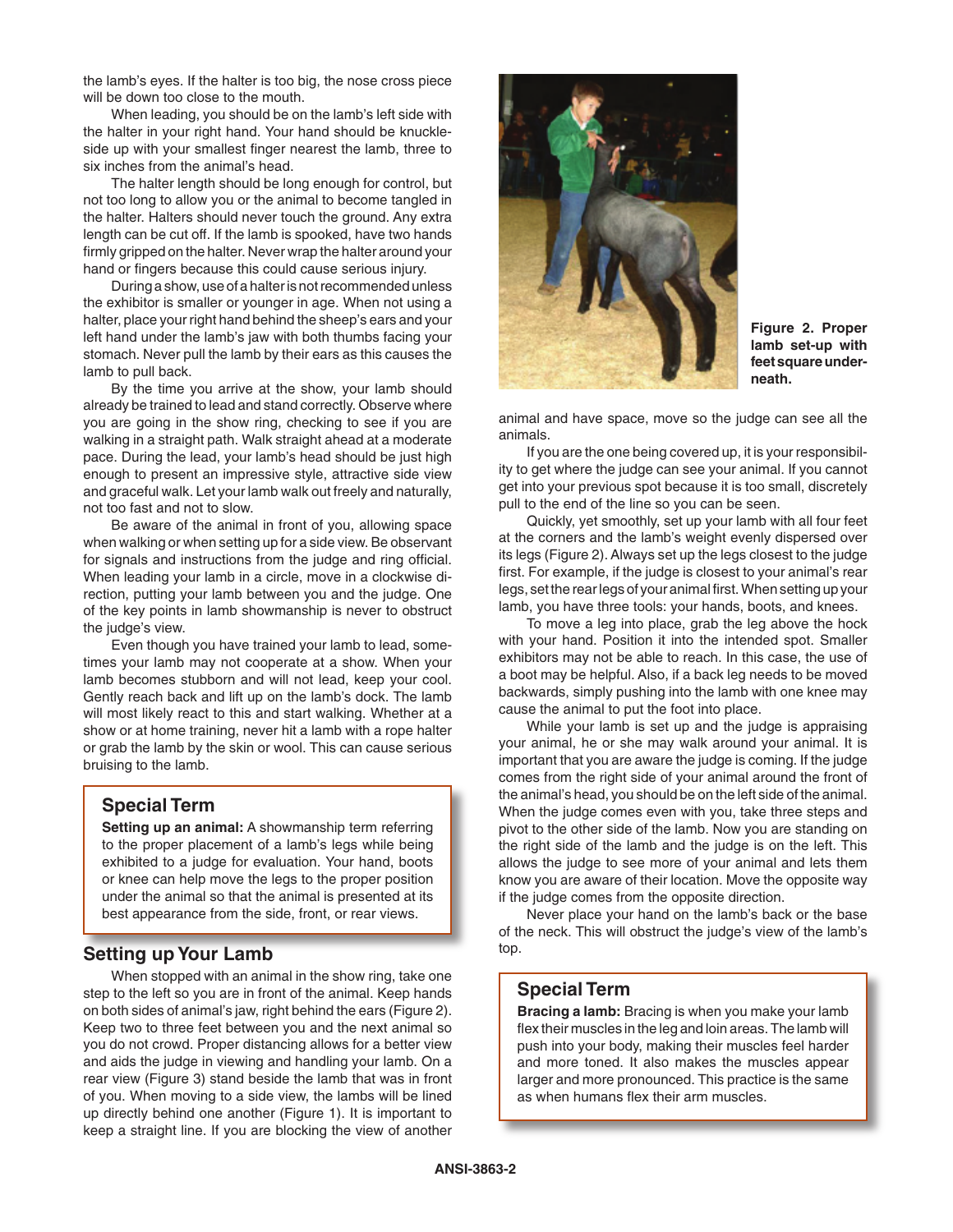the lamb's eyes. If the halter is too big, the nose cross piece will be down too close to the mouth.

When leading, you should be on the lamb's left side with the halter in your right hand. Your hand should be knuckle-side up with your smallest finger nearest the lamb, three to six inches from the animal's head.

The halter length should be long enough for control, but not too long to allow you or the animal to become tangled in the halter. Halters should never touch the ground. Any extra length can be cut off. If the lamb is spooked, have two hands firmly gripped on the halter. Never wrap the halter around your hand or fingers because this could cause serious injury.

During a show, use of a halter is not recommended unless the exhibitor is smaller or younger in age. When not using a halter, place your right hand behind the sheep's ears and your left hand under the lamb's jaw with both thumbs facing your stomach. Never pull the lamb by their ears as this causes the lamb to pull back.

By the time you arrive at the show, your lamb should already be trained to lead and stand correctly. Observe where you are going in the show ring, checking to see if you are walking in a straight path. Walk straight ahead at a moderate pace. During the lead, your lamb's head should be just high enough to present an impressive style, attractive side view and graceful walk. Let your lamb walk out freely and naturally, not too fast and not to slow.

Be aware of the animal in front of you, allowing space when walking or when setting up for a side view. Be observant for signals and instructions from the judge and ring official. When leading your lamb in a circle, move in a clockwise direction, putting your lamb between you and the judge. One of the key points in lamb showmanship is never to obstruct the judge's view.

Even though you have trained your lamb to lead, sometimes your lamb may not cooperate at a show. When your lamb becomes stubborn and will not lead, keep your cool. Gently reach back and lift up on the lamb's dock. The lamb will most likely react to this and start walking. Whether at a show or at home training, never hit a lamb with a rope halter or grab the lamb by the skin or wool. This can cause serious bruising to the lamb.

> **Special Term**
>
> **Setting up an animal:** A showmanship term referring to the proper placement of a lamb's legs while being exhibited to a judge for evaluation. Your hand, boots or knee can help move the legs to the proper position under the animal so that the animal is presented at its best appearance from the side, front, or rear views.

## Setting up Your Lamb

When stopped with an animal in the show ring, take one step to the left so you are in front of the animal. Keep hands on both sides of animal's jaw, right behind the ears (Figure 2). Keep two to three feet between you and the next animal so you do not crowd. Proper distancing allows for a better view and aids the judge in viewing and handling your lamb. On a rear view (Figure 3) stand beside the lamb that was in front of you. When moving to a side view, the lambs will be lined up directly behind one another (Figure 1). It is important to keep a straight line. If you are blocking the view of another animal and have space, move so the judge can see all the animals.

**Figure 2. Proper lamb set-up with feet square underneath.**

If you are the one being covered up, it is your responsibility to get where the judge can see your animal. If you cannot get into your previous spot because it is too small, discretely pull to the end of the line so you can be seen.

Quickly, yet smoothly, set up your lamb with all four feet at the corners and the lamb's weight evenly dispersed over its legs (Figure 2). Always set up the legs closest to the judge first. For example, if the judge is closest to your animal's rear legs, set the rear legs of your animal first. When setting up your lamb, you have three tools: your hands, boots, and knees.

To move a leg into place, grab the leg above the hock with your hand. Position it into the intended spot. Smaller exhibitors may not be able to reach. In this case, the use of a boot may be helpful. Also, if a back leg needs to be moved backwards, simply pushing into the lamb with one knee may cause the animal to put the foot into place.

While your lamb is set up and the judge is appraising your animal, he or she may walk around your animal. It is important that you are aware the judge is coming. If the judge comes from the right side of your animal around the front of the animal's head, you should be on the left side of the animal. When the judge comes even with you, take three steps and pivot to the other side of the lamb. Now you are standing on the right side of the lamb and the judge is on the left. This allows the judge to see more of your animal and lets them know you are aware of their location. Move the opposite way if the judge comes from the opposite direction.

Never place your hand on the lamb's back or the base of the neck. This will obstruct the judge's view of the lamb's top.

> **Special Term**
>
> **Bracing a lamb:** Bracing is when you make your lamb flex their muscles in the leg and loin areas. The lamb will push into your body, making their muscles feel harder and more toned. It also makes the muscles appear larger and more pronounced. This practice is the same as when humans flex their arm muscles.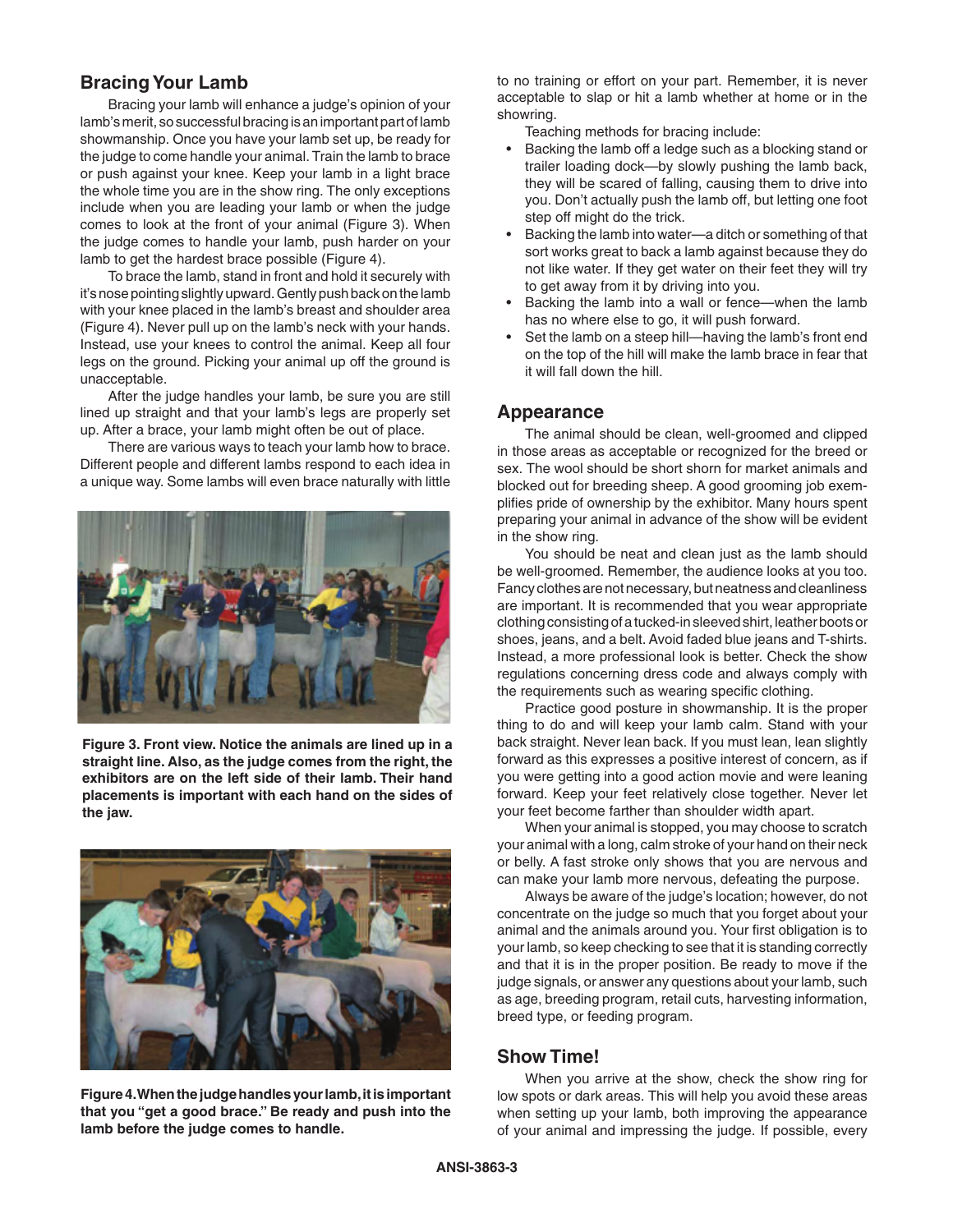## Bracing Your Lamb

Bracing your lamb will enhance a judge's opinion of your lamb's merit, so successful bracing is an important part of lamb showmanship. Once you have your lamb set up, be ready for the judge to come handle your animal. Train the lamb to brace or push against your knee. Keep your lamb in a light brace the whole time you are in the show ring. The only exceptions include when you are leading your lamb or when the judge comes to look at the front of your animal (Figure 3). When the judge comes to handle your lamb, push harder on your lamb to get the hardest brace possible (Figure 4).

To brace the lamb, stand in front and hold it securely with it's nose pointing slightly upward. Gently push back on the lamb with your knee placed in the lamb's breast and shoulder area (Figure 4). Never pull up on the lamb's neck with your hands. Instead, use your knees to control the animal. Keep all four legs on the ground. Picking your animal up off the ground is unacceptable.

After the judge handles your lamb, be sure you are still lined up straight and that your lamb's legs are properly set up. After a brace, your lamb might often be out of place.

There are various ways to teach your lamb how to brace. Different people and different lambs respond to each idea in a unique way. Some lambs will even brace naturally with little to no training or effort on your part. Remember, it is never acceptable to slap or hit a lamb whether at home or in the showring.

**Figure 3. Front view. Notice the animals are lined up in a straight line. Also, as the judge comes from the right, the exhibitors are on the left side of their lamb. Their hand placements is important with each hand on the sides of the jaw.**

**Figure 4. When the judge handles your lamb, it is important that you "get a good brace." Be ready and push into the lamb before the judge comes to handle.**

Teaching methods for bracing include:

- Backing the lamb off a ledge such as a blocking stand or trailer loading dock—by slowly pushing the lamb back, they will be scared of falling, causing them to drive into you. Don't actually push the lamb off, but letting one foot step off might do the trick.
- Backing the lamb into water—a ditch or something of that sort works great to back a lamb against because they do not like water. If they get water on their feet they will try to get away from it by driving into you.
- Backing the lamb into a wall or fence—when the lamb has no where else to go, it will push forward.
- Set the lamb on a steep hill—having the lamb's front end on the top of the hill will make the lamb brace in fear that it will fall down the hill.

## Appearance

The animal should be clean, well-groomed and clipped in those areas as acceptable or recognized for the breed or sex. The wool should be short shorn for market animals and blocked out for breeding sheep. A good grooming job exemplifies pride of ownership by the exhibitor. Many hours spent preparing your animal in advance of the show will be evident in the show ring.

You should be neat and clean just as the lamb should be well-groomed. Remember, the audience looks at you too. Fancy clothes are not necessary, but neatness and cleanliness are important. It is recommended that you wear appropriate clothing consisting of a tucked-in sleeved shirt, leather boots or shoes, jeans, and a belt. Avoid faded blue jeans and T-shirts. Instead, a more professional look is better. Check the show regulations concerning dress code and always comply with the requirements such as wearing specific clothing.

Practice good posture in showmanship. It is the proper thing to do and will keep your lamb calm. Stand with your back straight. Never lean back. If you must lean, lean slightly forward as this expresses a positive interest of concern, as if you were getting into a good action movie and were leaning forward. Keep your feet relatively close together. Never let your feet become farther than shoulder width apart.

When your animal is stopped, you may choose to scratch your animal with a long, calm stroke of your hand on their neck or belly. A fast stroke only shows that you are nervous and can make your lamb more nervous, defeating the purpose.

Always be aware of the judge's location; however, do not concentrate on the judge so much that you forget about your animal and the animals around you. Your first obligation is to your lamb, so keep checking to see that it is standing correctly and that it is in the proper position. Be ready to move if the judge signals, or answer any questions about your lamb, such as age, breeding program, retail cuts, harvesting information, breed type, or feeding program.

## Show Time!

When you arrive at the show, check the show ring for low spots or dark areas. This will help you avoid these areas when setting up your lamb, both improving the appearance of your animal and impressing the judge. If possible, every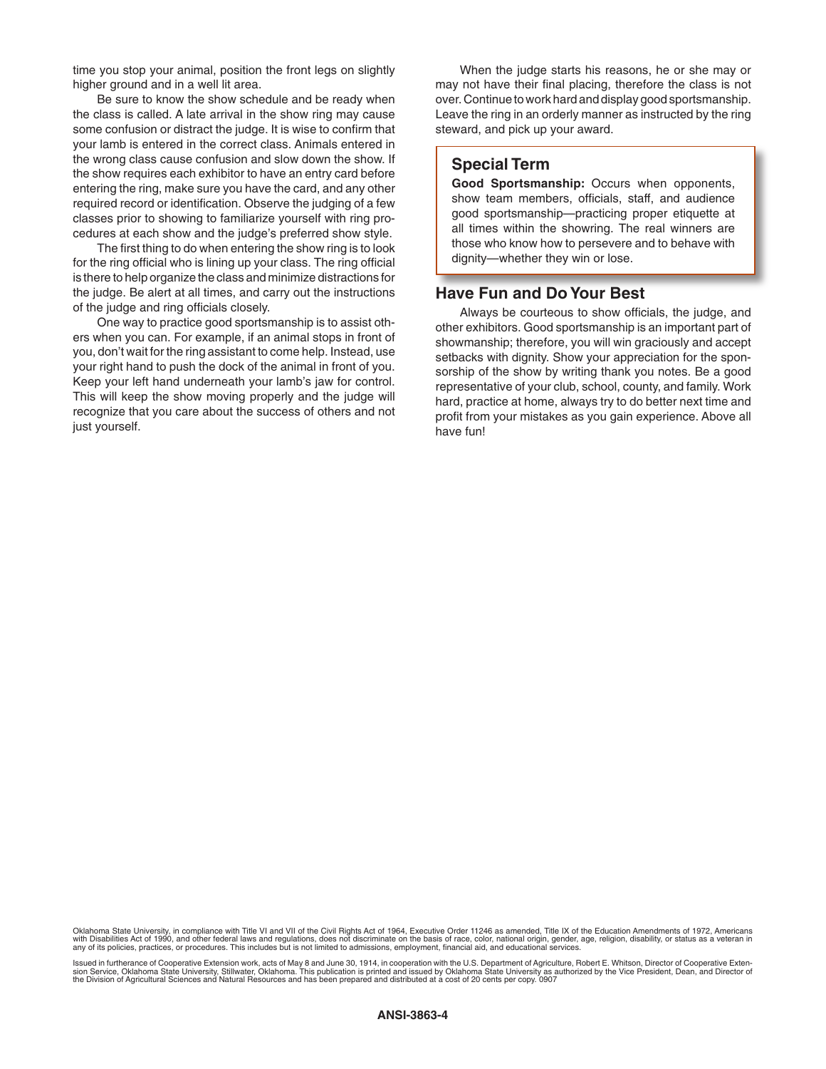time you stop your animal, position the front legs on slightly higher ground and in a well lit area.

Be sure to know the show schedule and be ready when the class is called. A late arrival in the show ring may cause some confusion or distract the judge. It is wise to confirm that your lamb is entered in the correct class. Animals entered in the wrong class cause confusion and slow down the show. If the show requires each exhibitor to have an entry card before entering the ring, make sure you have the card, and any other required record or identification. Observe the judging of a few classes prior to showing to familiarize yourself with ring procedures at each show and the judge's preferred show style.

The first thing to do when entering the show ring is to look for the ring official who is lining up your class. The ring official is there to help organize the class and minimize distractions for the judge. Be alert at all times, and carry out the instructions of the judge and ring officials closely.

One way to practice good sportsmanship is to assist others when you can. For example, if an animal stops in front of you, don't wait for the ring assistant to come help. Instead, use your right hand to push the dock of the animal in front of you. Keep your left hand underneath your lamb's jaw for control. This will keep the show moving properly and the judge will recognize that you care about the success of others and not just yourself.

When the judge starts his reasons, he or she may or may not have their final placing, therefore the class is not over. Continue to work hard and display good sportsmanship. Leave the ring in an orderly manner as instructed by the ring steward, and pick up your award.

### Special Term

**Good Sportsmanship:** Occurs when opponents, show team members, officials, staff, and audience good sportsmanship—practicing proper etiquette at all times within the showring. The real winners are those who know how to persevere and to behave with dignity—whether they win or lose.

## Have Fun and Do Your Best

Always be courteous to show officials, the judge, and other exhibitors. Good sportsmanship is an important part of showmanship; therefore, you will win graciously and accept setbacks with dignity. Show your appreciation for the sponsorship of the show by writing thank you notes. Be a good representative of your club, school, county, and family. Work hard, practice at home, always try to do better next time and profit from your mistakes as you gain experience. Above all have fun!

Oklahoma State University, in compliance with Title VI and VII of the Civil Rights Act of 1964, Executive Order 11246 as amended, Title IX of the Education Amendments of 1972, Americans with Disabilities Act of 1990, and other federal laws and regulations, does not discriminate on the basis of race, color, national origin, gender, age, religion, disability, or status as a veteran in any of its policies, practices, or procedures. This includes but is not limited to admissions, employment, financial aid, and educational services.

Issued in furtherance of Cooperative Extension work, acts of May 8 and June 30, 1914, in cooperation with the U.S. Department of Agriculture, Robert E. Whitson, Director of Cooperative Extension Service, Oklahoma State University, Stillwater, Oklahoma. This publication is printed and issued by Oklahoma State University as authorized by the Vice President, Dean, and Director of the Division of Agricultural Sciences and Natural Resources and has been prepared and distributed at a cost of 20 cents per copy. 0907